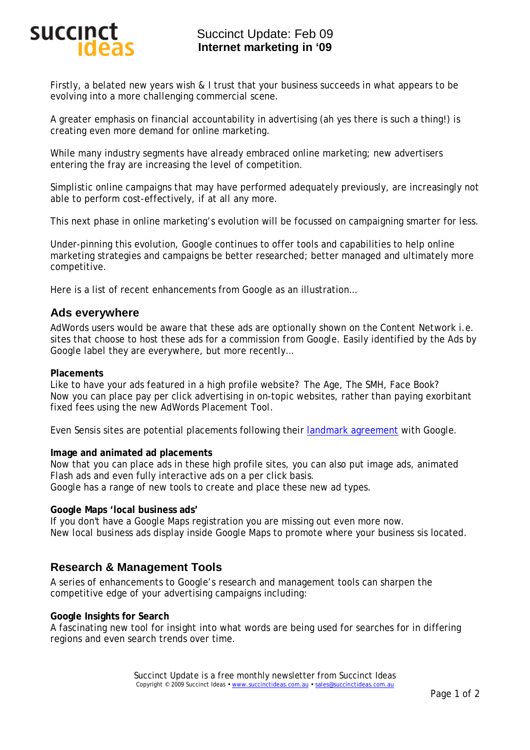succinct ideas

# Succinct Update: Feb 09
**Internet marketing in '09**

Firstly, a belated new years wish & I trust that your business succeeds in what appears to be evolving into a more challenging commercial scene.

A greater emphasis on financial accountability in advertising (ah yes there is such a thing!) is creating even more demand for online marketing.

While many industry segments have already embraced online marketing; new advertisers entering the fray are increasing the level of competition.

Simplistic online campaigns that may have performed adequately previously, are increasingly not able to perform cost-effectively, if at all any more.

This next phase in online marketing's evolution will be focussed on campaigning smarter for less.

Under-pinning this evolution, Google continues to offer tools and capabilities to help online marketing strategies and campaigns be better researched; better managed and ultimately more competitive.

Here is a list of recent enhancements from Google as an illustration…

## Ads everywhere

AdWords users would be aware that these ads are optionally shown on the Content Network i.e. sites that choose to host these ads for a commission from Google. Easily identified by the Ads by Google label they are everywhere, but more recently…

**Placements**
Like to have your ads featured in a high profile website? The Age, The SMH, Face Book? Now you can place pay per click advertising in on-topic websites, rather than paying exorbitant fixed fees using the new AdWords Placement Tool.

Even Sensis sites are potential placements following their landmark agreement with Google.

**Image and animated ad placements**
Now that you can place ads in these high profile sites, you can also put image ads, animated Flash ads and even fully interactive ads on a per click basis.
Google has a range of new tools to create and place these new ad types.

**Google Maps 'local business ads'**
If you don't have a Google Maps registration you are missing out even more now.
New local business ads display inside Google Maps to promote where your business sis located.

## Research & Management Tools

A series of enhancements to Google's research and management tools can sharpen the competitive edge of your advertising campaigns including:

**Google Insights for Search**
A fascinating new tool for insight into what words are being used for searches for in differing regions and even search trends over time.

Succinct Update is a free monthly newsletter from Succinct Ideas
Copyright © 2009 Succinct Ideas • www.succinctideas.com.au • sales@succinctideas.com.au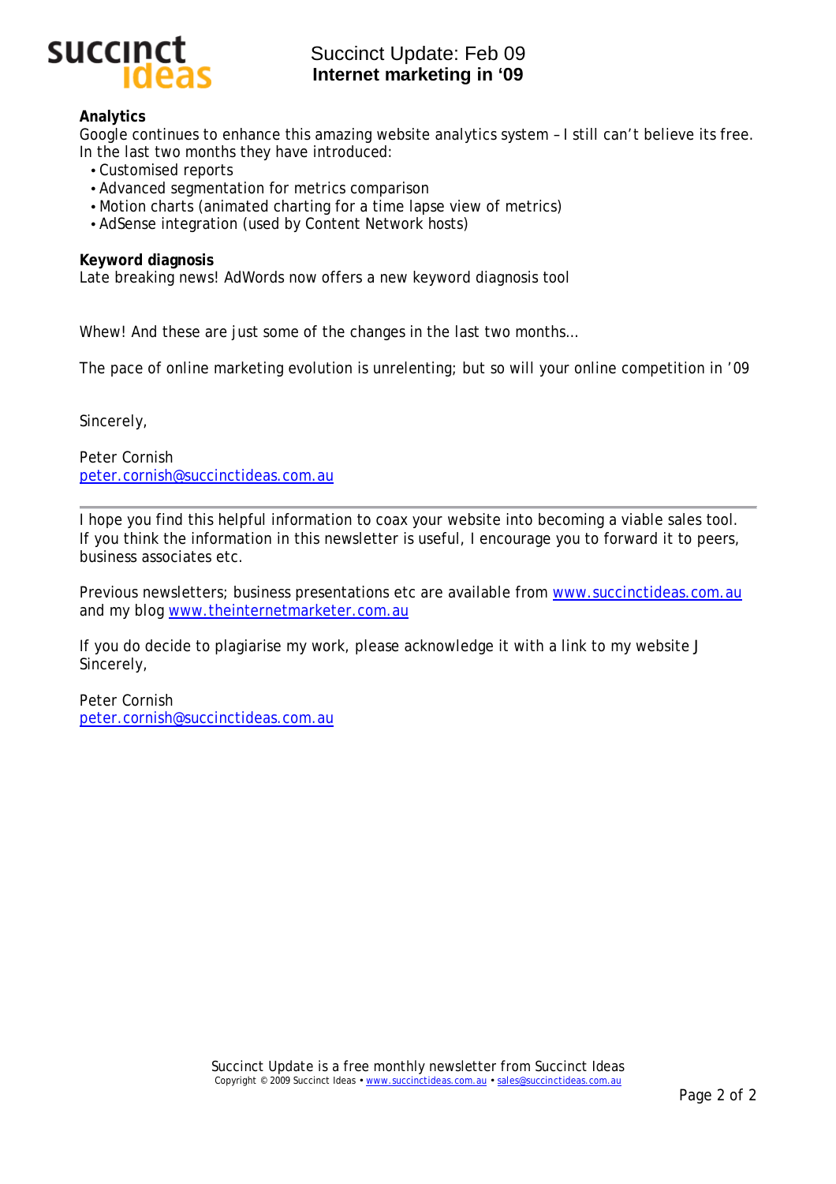**Analytics**
Google continues to enhance this amazing website analytics system – I still can't believe its free. In the last two months they have introduced:

- Customised reports
- Advanced segmentation for metrics comparison
- Motion charts (animated charting for a time lapse view of metrics)
- AdSense integration (used by Content Network hosts)

**Keyword diagnosis**
Late breaking news! AdWords now offers a new keyword diagnosis tool

Whew! And these are just some of the changes in the last two months…

The pace of online marketing evolution is unrelenting; but so will your online competition in '09

Sincerely,

Peter Cornish
peter.cornish@succinctideas.com.au

---

I hope you find this helpful information to coax your website into becoming a viable sales tool. If you think the information in this newsletter is useful, I encourage you to forward it to peers, business associates etc.

Previous newsletters; business presentations etc are available from www.succinctideas.com.au and my blog www.theinternetmarketer.com.au

If you do decide to plagiarise my work, please acknowledge it with a link to my website J
Sincerely,

Peter Cornish
peter.cornish@succinctideas.com.au

Succinct Update is a free monthly newsletter from Succinct Ideas
Copyright © 2009 Succinct Ideas • www.succinctideas.com.au • sales@succinctideas.com.au